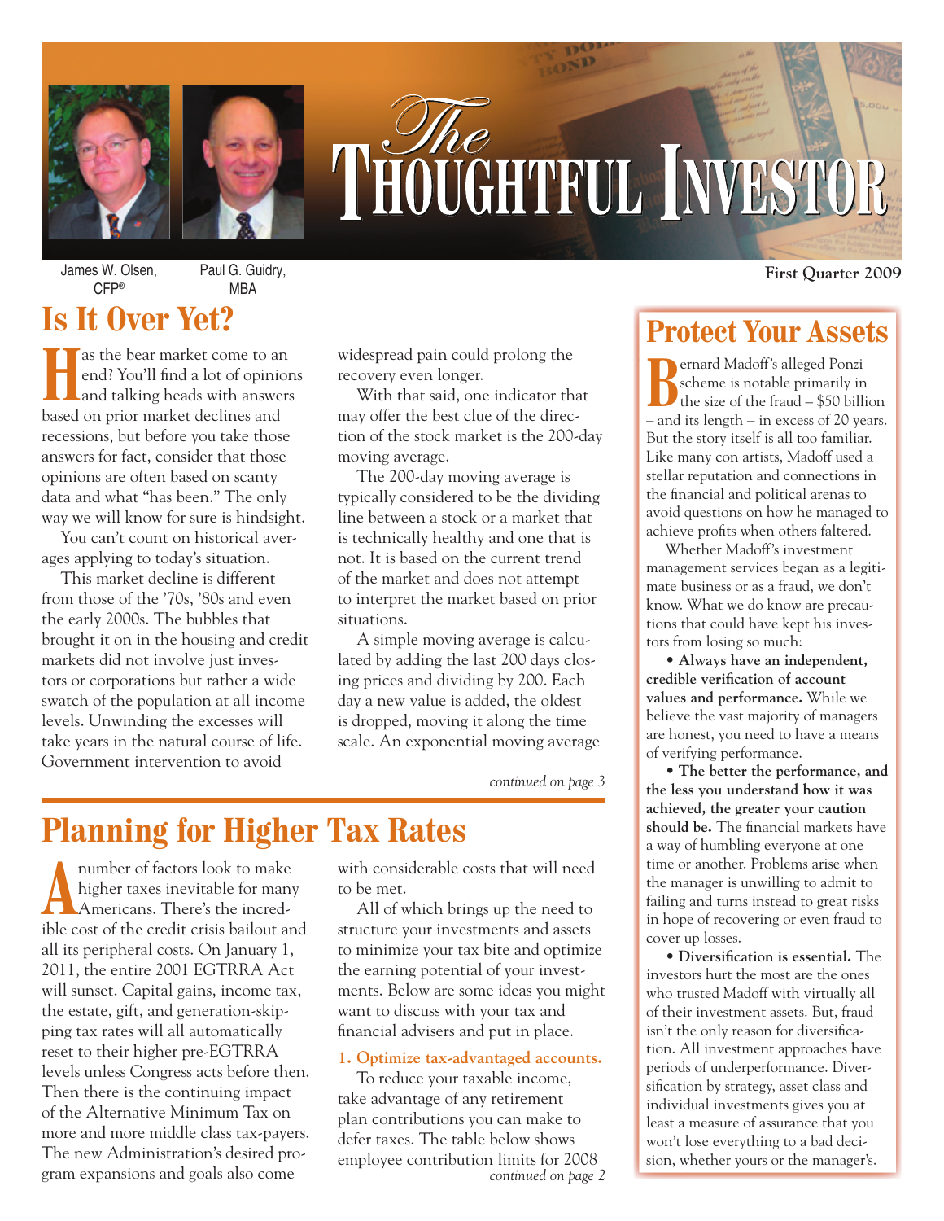# The Thoughtful Investor

James W. Olsen, CFP®

Paul G. Guidry, MBA

First Quarter 2009

## Is It Over Yet?

Has the bear market come to an end? You'll find a lot of opinions and talking heads with answers based on prior market declines and recessions, but before you take those answers for fact, consider that those opinions are often based on scanty data and what "has been." The only way we will know for sure is hindsight.

You can't count on historical averages applying to today's situation.

This market decline is different from those of the '70s, '80s and even the early 2000s. The bubbles that brought it on in the housing and credit markets did not involve just investors or corporations but rather a wide swatch of the population at all income levels. Unwinding the excesses will take years in the natural course of life. Government intervention to avoid widespread pain could prolong the recovery even longer.

With that said, one indicator that may offer the best clue of the direction of the stock market is the 200-day moving average.

The 200-day moving average is typically considered to be the dividing line between a stock or a market that is technically healthy and one that is not. It is based on the current trend of the market and does not attempt to interpret the market based on prior situations.

A simple moving average is calculated by adding the last 200 days closing prices and dividing by 200. Each day a new value is added, the oldest is dropped, moving it along the time scale. An exponential moving average

*continued on page 3*

## Planning for Higher Tax Rates

A number of factors look to make higher taxes inevitable for many Americans. There's the incredible cost of the credit crisis bailout and all its peripheral costs. On January 1, 2011, the entire 2001 EGTRRA Act will sunset. Capital gains, income tax, the estate, gift, and generation-skipping tax rates will all automatically reset to their higher pre-EGTRRA levels unless Congress acts before then. Then there is the continuing impact of the Alternative Minimum Tax on more and more middle class tax-payers. The new Administration's desired program expansions and goals also come with considerable costs that will need to be met.

All of which brings up the need to structure your investments and assets to minimize your tax bite and optimize the earning potential of your investments. Below are some ideas you might want to discuss with your tax and financial advisers and put in place.

**1. Optimize tax-advantaged accounts.**

To reduce your taxable income, take advantage of any retirement plan contributions you can make to defer taxes. The table below shows employee contribution limits for 2008

*continued on page 2*

## Protect Your Assets

Bernard Madoff's alleged Ponzi scheme is notable primarily in the size of the fraud – $50 billion – and its length – in excess of 20 years. But the story itself is all too familiar. Like many con artists, Madoff used a stellar reputation and connections in the financial and political arenas to avoid questions on how he managed to achieve profits when others faltered.

Whether Madoff's investment management services began as a legitimate business or as a fraud, we don't know. What we do know are precautions that could have kept his investors from losing so much:

• **Always have an independent, credible verification of account values and performance.** While we believe the vast majority of managers are honest, you need to have a means of verifying performance.

• **The better the performance, and the less you understand how it was achieved, the greater your caution should be.** The financial markets have a way of humbling everyone at one time or another. Problems arise when the manager is unwilling to admit to failing and turns instead to great risks in hope of recovering or even fraud to cover up losses.

• **Diversification is essential.** The investors hurt the most are the ones who trusted Madoff with virtually all of their investment assets. But, fraud isn't the only reason for diversification. All investment approaches have periods of underperformance. Diversification by strategy, asset class and individual investments gives you at least a measure of assurance that you won't lose everything to a bad decision, whether yours or the manager's.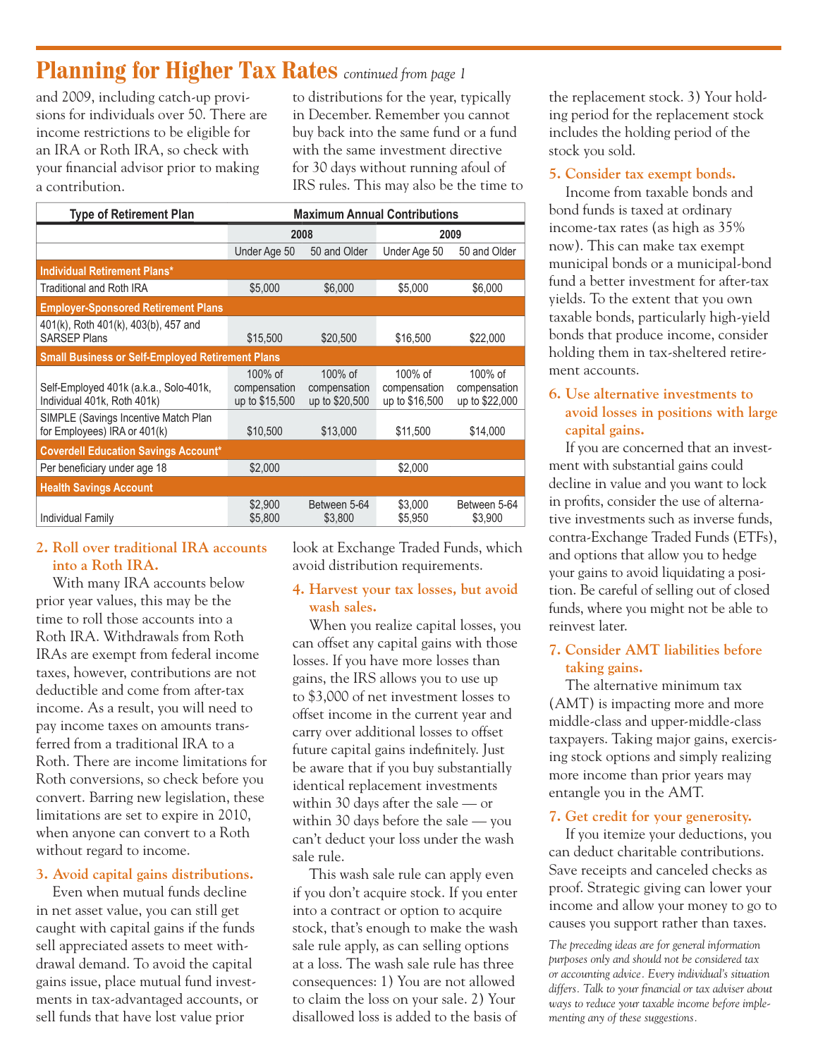## Planning for Higher Tax Rates *continued from page 1*

and 2009, including catch-up provisions for individuals over 50. There are income restrictions to be eligible for an IRA or Roth IRA, so check with your financial advisor prior to making a contribution.

| Type of Retirement Plan | Maximum Annual Contributions | | | |
|---|---|---|---|---|
| | 2008 | | 2009 | |
| | Under Age 50 | 50 and Older | Under Age 50 | 50 and Older |
| **Individual Retirement Plans*** | | | | |
| Traditional and Roth IRA | $5,000 | $6,000 | $5,000 | $6,000 |
| **Employer-Sponsored Retirement Plans** | | | | |
| 401(k), Roth 401(k), 403(b), 457 and SARSEP Plans | $15,500 | $20,500 | $16,500 | $22,000 |
| **Small Business or Self-Employed Retirement Plans** | | | | |
| Self-Employed 401k (a.k.a., Solo-401k, Individual 401k, Roth 401k) | 100% of compensation up to $15,500 | 100% of compensation up to $20,500 | 100% of compensation up to $16,500 | 100% of compensation up to $22,000 |
| SIMPLE (Savings Incentive Match Plan for Employees) IRA or 401(k) | $10,500 | $13,000 | $11,500 | $14,000 |
| **Coverdell Education Savings Account*** | | | | |
| Per beneficiary under age 18 | $2,000 | | $2,000 | |
| **Health Savings Account** | | | | |
| Individual Family | $2,900 $5,800 | Between 5-64 $3,800 | $3,000 $5,950 | Between 5-64 $3,900 |

### 2. Roll over traditional IRA accounts into a Roth IRA.

With many IRA accounts below prior year values, this may be the time to roll those accounts into a Roth IRA. Withdrawals from Roth IRAs are exempt from federal income taxes, however, contributions are not deductible and come from after-tax income. As a result, you will need to pay income taxes on amounts transferred from a traditional IRA to a Roth. There are income limitations for Roth conversions, so check before you convert. Barring new legislation, these limitations are set to expire in 2010, when anyone can convert to a Roth without regard to income.

### 3. Avoid capital gains distributions.

Even when mutual funds decline in net asset value, you can still get caught with capital gains if the funds sell appreciated assets to meet withdrawal demand. To avoid the capital gains issue, place mutual fund investments in tax-advantaged accounts, or sell funds that have lost value prior to distributions for the year, typically in December. Remember you cannot buy back into the same fund or a fund with the same investment directive for 30 days without running afoul of IRS rules. This may also be the time to look at Exchange Traded Funds, which avoid distribution requirements.

### 4. Harvest your tax losses, but avoid wash sales.

When you realize capital losses, you can offset any capital gains with those losses. If you have more losses than gains, the IRS allows you to use up to $3,000 of net investment losses to offset income in the current year and carry over additional losses to offset future capital gains indefinitely. Just be aware that if you buy substantially identical replacement investments within 30 days after the sale — or within 30 days before the sale — you can't deduct your loss under the wash sale rule.

This wash sale rule can apply even if you don't acquire stock. If you enter into a contract or option to acquire stock, that's enough to make the wash sale rule apply, as can selling options at a loss. The wash sale rule has three consequences: 1) You are not allowed to claim the loss on your sale. 2) Your disallowed loss is added to the basis of the replacement stock. 3) Your holding period for the replacement stock includes the holding period of the stock you sold.

### 5. Consider tax exempt bonds.

Income from taxable bonds and bond funds is taxed at ordinary income-tax rates (as high as 35% now). This can make tax exempt municipal bonds or a municipal-bond fund a better investment for after-tax yields. To the extent that you own taxable bonds, particularly high-yield bonds that produce income, consider holding them in tax-sheltered retirement accounts.

### 6. Use alternative investments to avoid losses in positions with large capital gains.

If you are concerned that an investment with substantial gains could decline in value and you want to lock in profits, consider the use of alternative investments such as inverse funds, contra-Exchange Traded Funds (ETFs), and options that allow you to hedge your gains to avoid liquidating a position. Be careful of selling out of closed funds, where you might not be able to reinvest later.

### 7. Consider AMT liabilities before taking gains.

The alternative minimum tax (AMT) is impacting more and more middle-class and upper-middle-class taxpayers. Taking major gains, exercising stock options and simply realizing more income than prior years may entangle you in the AMT.

### 7. Get credit for your generosity.

If you itemize your deductions, you can deduct charitable contributions. Save receipts and canceled checks as proof. Strategic giving can lower your income and allow your money to go to causes you support rather than taxes.

*The preceding ideas are for general information purposes only and should not be considered tax or accounting advice. Every individual's situation differs. Talk to your financial or tax adviser about ways to reduce your taxable income before implementing any of these suggestions.*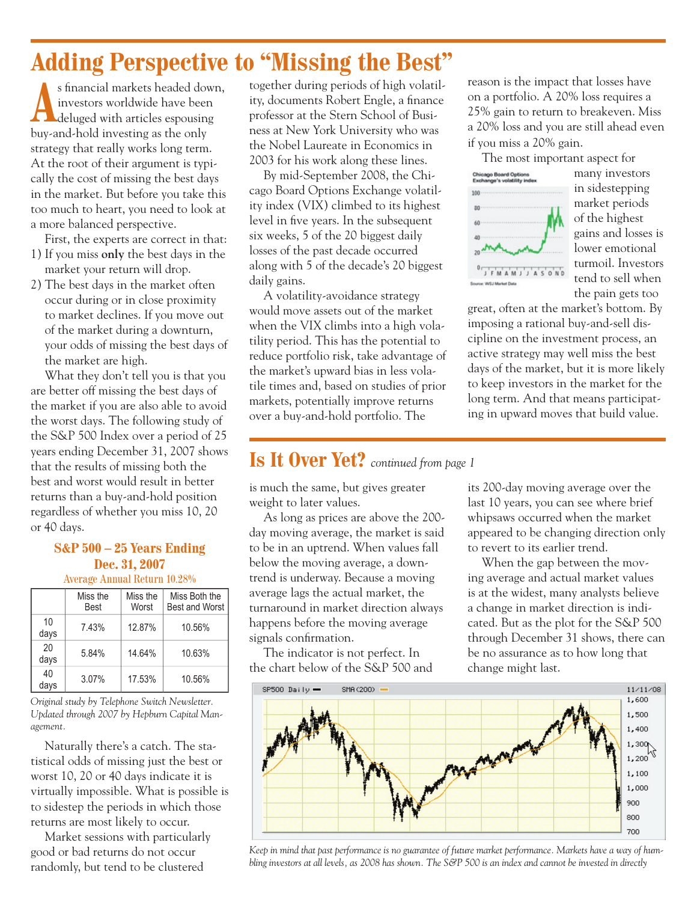# Adding Perspective to "Missing the Best"

As financial markets headed down, investors worldwide have been deluged with articles espousing buy-and-hold investing as the only strategy that really works long term. At the root of their argument is typically the cost of missing the best days in the market. But before you take this too much to heart, you need to look at a more balanced perspective.

First, the experts are correct in that:

1) If you miss **only** the best days in the market your return will drop.
2) The best days in the market often occur during or in close proximity to market declines. If you move out of the market during a downturn, your odds of missing the best days of the market are high.

What they don't tell you is that you are better off missing the best days of the market if you are also able to avoid the worst days. The following study of the S&P 500 Index over a period of 25 years ending December 31, 2007 shows that the results of missing both the best and worst would result in better returns than a buy-and-hold position regardless of whether you miss 10, 20 or 40 days.

**S&P 500 – 25 Years Ending Dec. 31, 2007**

Average Annual Return 10.28%

| | Miss the Best | Miss the Worst | Miss Both the Best and Worst |
|---|---|---|---|
| 10 days | 7.43% | 12.87% | 10.56% |
| 20 days | 5.84% | 14.64% | 10.63% |
| 40 days | 3.07% | 17.53% | 10.56% |

*Original study by Telephone Switch Newsletter. Updated through 2007 by Hepburn Capital Management.*

Naturally there's a catch. The statistical odds of missing just the best or worst 10, 20 or 40 days indicate it is virtually impossible. What is possible is to sidestep the periods in which those returns are most likely to occur.

Market sessions with particularly good or bad returns do not occur randomly, but tend to be clustered together during periods of high volatility, documents Robert Engle, a finance professor at the Stern School of Business at New York University who was the Nobel Laureate in Economics in 2003 for his work along these lines.

By mid-September 2008, the Chicago Board Options Exchange volatility index (VIX) climbed to its highest level in five years. In the subsequent six weeks, 5 of the 20 biggest daily losses of the past decade occurred along with 5 of the decade's 20 biggest daily gains.

A volatility-avoidance strategy would move assets out of the market when the VIX climbs into a high volatility period. This has the potential to reduce portfolio risk, take advantage of the market's upward bias in less volatile times and, based on studies of prior markets, potentially improve returns over a buy-and-hold portfolio. The reason is the impact that losses have on a portfolio. A 20% loss requires a 25% gain to return to breakeven. Miss a 20% loss and you are still ahead even if you miss a 20% gain.

The most important aspect for many investors in sidestepping market periods of the highest gains and losses is lower emotional turmoil. Investors tend to sell when the pain gets too great, often at the market's bottom. By imposing a rational buy-and-sell discipline on the investment process, an active strategy may well miss the best days of the market, but it is more likely to keep investors in the market for the long term. And that means participating in upward moves that build value.

# Is It Over Yet? *continued from page 1*

is much the same, but gives greater weight to later values.

As long as prices are above the 200-day moving average, the market is said to be in an uptrend. When values fall below the moving average, a downtrend is underway. Because a moving average lags the actual market, the turnaround in market direction always happens before the moving average signals confirmation.

The indicator is not perfect. In the chart below of the S&P 500 and its 200-day moving average over the last 10 years, you can see where brief whipsaws occurred when the market appeared to be changing direction only to revert to its earlier trend.

When the gap between the moving average and actual market values is at the widest, many analysts believe a change in market direction is indicated. But as the plot for the S&P 500 through December 31 shows, there can be no assurance as to how long that change might last.

*Keep in mind that past performance is no guarantee of future market performance. Markets have a way of humbling investors at all levels, as 2008 has shown. The S&P 500 is an index and cannot be invested in directly*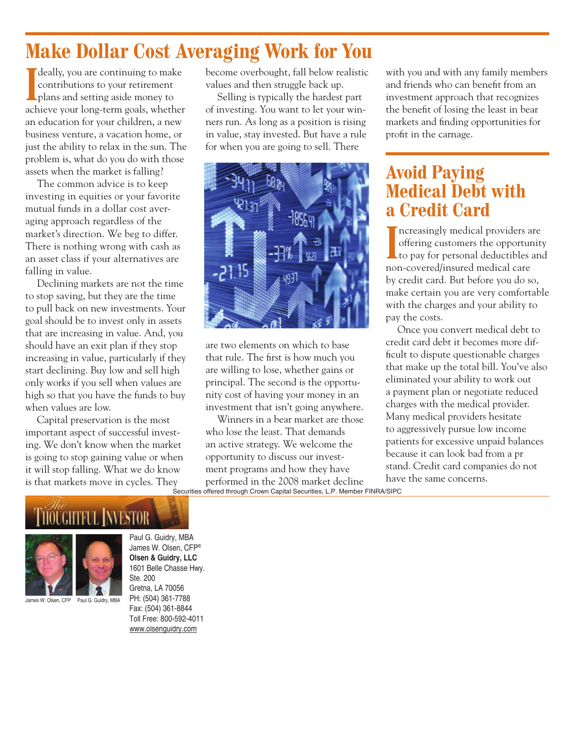# Make Dollar Cost Averaging Work for You

Ideally, you are continuing to make contributions to your retirement plans and setting aside money to achieve your long-term goals, whether an education for your children, a new business venture, a vacation home, or just the ability to relax in the sun. The problem is, what do you do with those assets when the market is falling?

The common advice is to keep investing in equities or your favorite mutual funds in a dollar cost averaging approach regardless of the market's direction. We beg to differ. There is nothing wrong with cash as an asset class if your alternatives are falling in value.

Declining markets are not the time to stop saving, but they are the time to pull back on new investments. Your goal should be to invest only in assets that are increasing in value. And, you should have an exit plan if they stop increasing in value, particularly if they start declining. Buy low and sell high only works if you sell when values are high so that you have the funds to buy when values are low.

Capital preservation is the most important aspect of successful investing. We don't know when the market is going to stop gaining value or when it will stop falling. What we do know is that markets move in cycles. They become overbought, fall below realistic values and then struggle back up.

Selling is typically the hardest part of investing. You want to let your winners run. As long as a position is rising in value, stay invested. But have a rule for when you are going to sell. There are two elements on which to base that rule. The first is how much you are willing to lose, whether gains or principal. The second is the opportunity cost of having your money in an investment that isn't going anywhere.

Winners in a bear market are those who lose the least. That demands an active strategy. We welcome the opportunity to discuss our investment programs and how they have performed in the 2008 market decline with you and with any family members and friends who can benefit from an investment approach that recognizes the benefit of losing the least in bear markets and finding opportunities for profit in the carnage.

# Avoid Paying Medical Debt with a Credit Card

Increasingly medical providers are offering customers the opportunity to pay for personal deductibles and non-covered/insured medical care by credit card. But before you do so, make certain you are very comfortable with the charges and your ability to pay the costs.

Once you convert medical debt to credit card debt it becomes more difficult to dispute questionable charges that make up the total bill. You've also eliminated your ability to work out a payment plan or negotiate reduced charges with the medical provider. Many medical providers hesitate to aggressively pursue low income patients for excessive unpaid balances because it can look bad from a pr stand. Credit card companies do not have the same concerns.

Securities offered through Crown Capital Securities, L.P. Member FINRA/SIPC

The Thoughtful Investor

James W. Olsen, CFP    Paul G. Guidry, MBA

Paul G. Guidry, MBA
James W. Olsen, CFP®
**Olsen & Guidry, LLC**
1601 Belle Chasse Hwy.
Ste. 200
Gretna, LA 70056
PH: (504) 361-7788
Fax: (504) 361-8844
Toll Free: 800-592-4011
www.olsenguidry.com